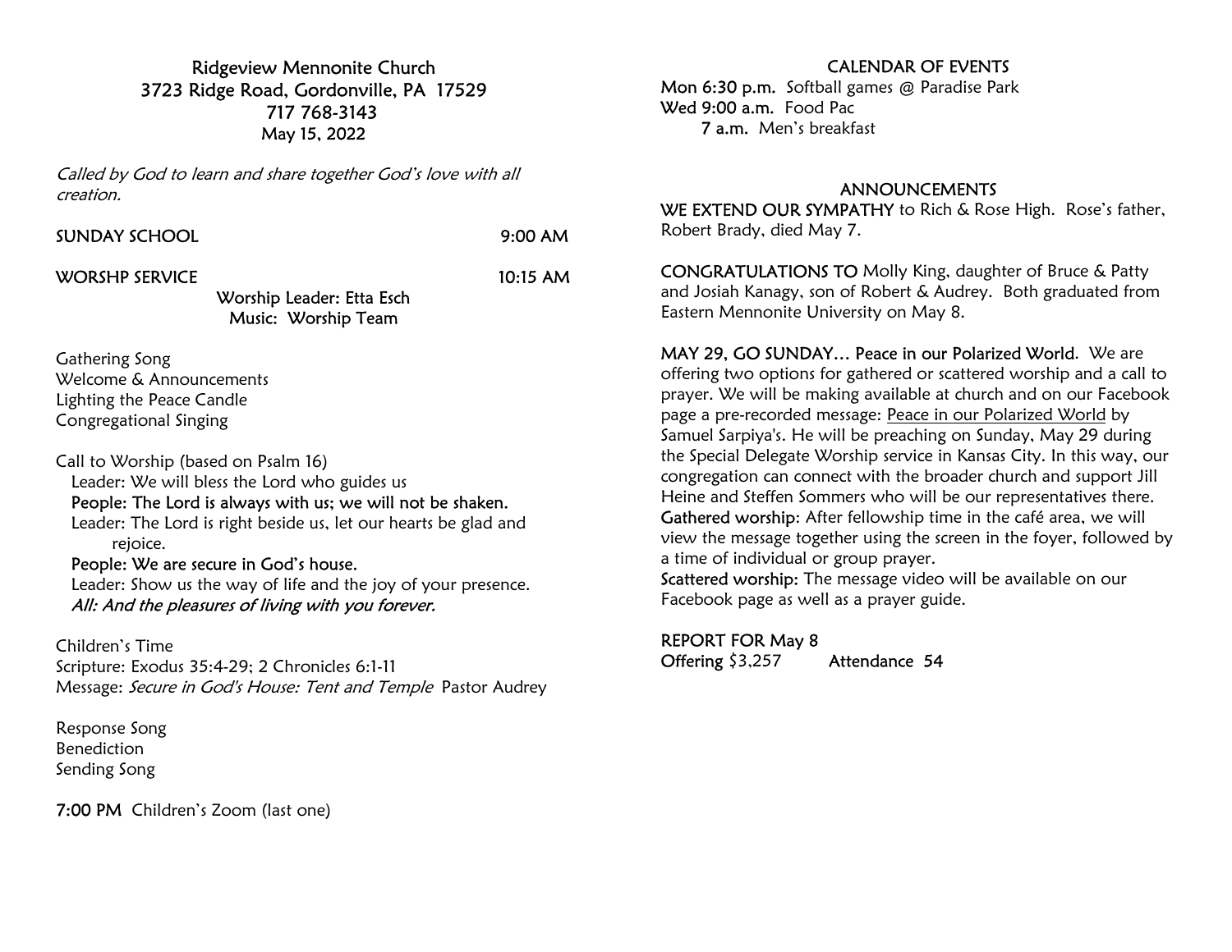# Ridgeview Mennonite Church

3723 Ridge Road, Gordonville, PA 17529
717 768-3143
May 15, 2022

*Called by God to learn and share together God's love with all creation.*

SUNDAY SCHOOL 9:00 AM

WORSHP SERVICE 10:15 AM

Worship Leader: Etta Esch
Music: Worship Team

Gathering Song
Welcome & Announcements
Lighting the Peace Candle
Congregational Singing

Call to Worship (based on Psalm 16)

Leader: We will bless the Lord who guides us
**People: The Lord is always with us; we will not be shaken.**
Leader: The Lord is right beside us, let our hearts be glad and rejoice.
**People: We are secure in God's house.**
Leader: Show us the way of life and the joy of your presence.
***All: And the pleasures of living with you forever.***

Children's Time
Scripture: Exodus 35:4-29; 2 Chronicles 6:1-11
Message: *Secure in God's House: Tent and Temple* Pastor Audrey

Response Song
Benediction
Sending Song

**7:00 PM** Children's Zoom (last one)

## CALENDAR OF EVENTS

**Mon 6:30 p.m.** Softball games @ Paradise Park
**Wed 9:00 a.m.** Food Pac
**7 a.m.** Men's breakfast

## ANNOUNCEMENTS

**WE EXTEND OUR SYMPATHY** to Rich & Rose High. Rose's father, Robert Brady, died May 7.

**CONGRATULATIONS TO** Molly King, daughter of Bruce & Patty and Josiah Kanagy, son of Robert & Audrey. Both graduated from Eastern Mennonite University on May 8.

**MAY 29, GO SUNDAY… Peace in our Polarized World**. We are offering two options for gathered or scattered worship and a call to prayer. We will be making available at church and on our Facebook page a pre-recorded message: Peace in our Polarized World by Samuel Sarpiya's. He will be preaching on Sunday, May 29 during the Special Delegate Worship service in Kansas City. In this way, our congregation can connect with the broader church and support Jill Heine and Steffen Sommers who will be our representatives there.
**Gathered worship**: After fellowship time in the café area, we will view the message together using the screen in the foyer, followed by a time of individual or group prayer.
**Scattered worship:** The message video will be available on our Facebook page as well as a prayer guide.

**REPORT FOR May 8**
**Offering** $3,257 **Attendance** 54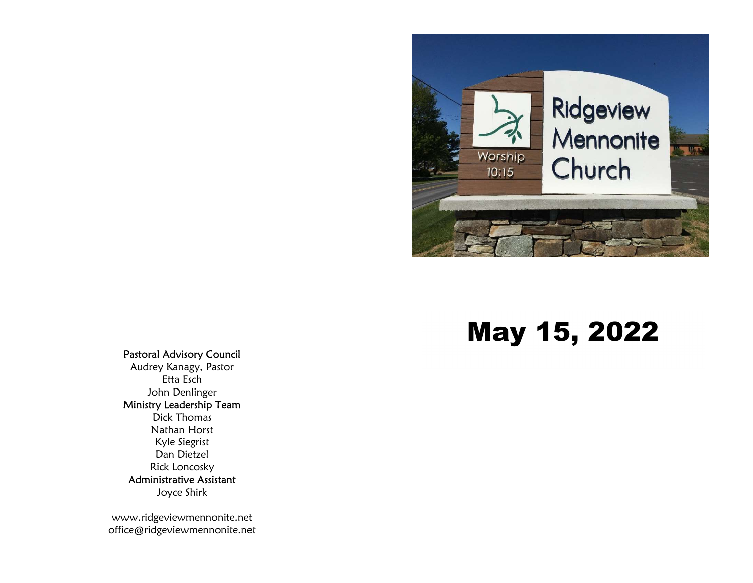# May 15, 2022

**Pastoral Advisory Council**
Audrey Kanagy, Pastor
Etta Esch
John Denlinger

**Ministry Leadership Team**
Dick Thomas
Nathan Horst
Kyle Siegrist
Dan Dietzel
Rick Loncosky

**Administrative Assistant**
Joyce Shirk

www.ridgeviewmennonite.net
office@ridgeviewmennonite.net